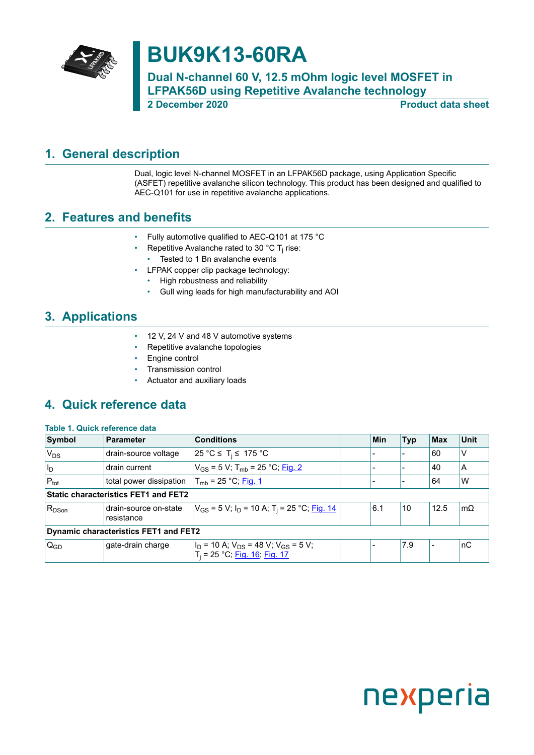# BUK9K13-60RA

## Dual N-channel 60 V, 12.5 mOhm logic level MOSFET in LFPAK56D using Repetitive Avalanche technology

**2 December 2020** **Product data sheet**

## 1. General description

Dual, logic level N-channel MOSFET in an LFPAK56D package, using Application Specific (ASFET) repetitive avalanche silicon technology. This product has been designed and qualified to AEC-Q101 for use in repetitive avalanche applications.

## 2. Features and benefits

- Fully automotive qualified to AEC-Q101 at 175 °C
- Repetitive Avalanche rated to 30 °C $T_j$ rise:
  - Tested to 1 Bn avalanche events
- LFPAK copper clip package technology:
  - High robustness and reliability
  - Gull wing leads for high manufacturability and AOI

## 3. Applications

- 12 V, 24 V and 48 V automotive systems
- Repetitive avalanche topologies
- Engine control
- Transmission control
- Actuator and auxiliary loads

## 4. Quick reference data

**Table 1. Quick reference data**

| Symbol | Parameter | Conditions | | Min | Typ | Max | Unit |
|---|---|---|---|---|---|---|---|
| $V_{DS}$ | drain-source voltage | 25 °C ≤ $T_j$ ≤ 175 °C | | - | - | 60 | V |
| $I_D$ | drain current | $V_{GS}$ = 5 V; $T_{mb}$ = 25 °C; Fig. 2 | | - | - | 40 | A |
| $P_{tot}$ | total power dissipation | $T_{mb}$ = 25 °C; Fig. 1 | | - | - | 64 | W |
| **Static characteristics FET1 and FET2** | | | | | | | |
| $R_{DSon}$ | drain-source on-state resistance | $V_{GS}$ = 5 V; $I_D$ = 10 A; $T_j$ = 25 °C; Fig. 14 | | 6.1 | 10 | 12.5 | mΩ |
| **Dynamic characteristics FET1 and FET2** | | | | | | | |
| $Q_{GD}$ | gate-drain charge | $I_D$ = 10 A; $V_{DS}$ = 48 V; $V_{GS}$ = 5 V; $T_j$ = 25 °C; Fig. 16; Fig. 17 | | - | 7.9 | - | nC |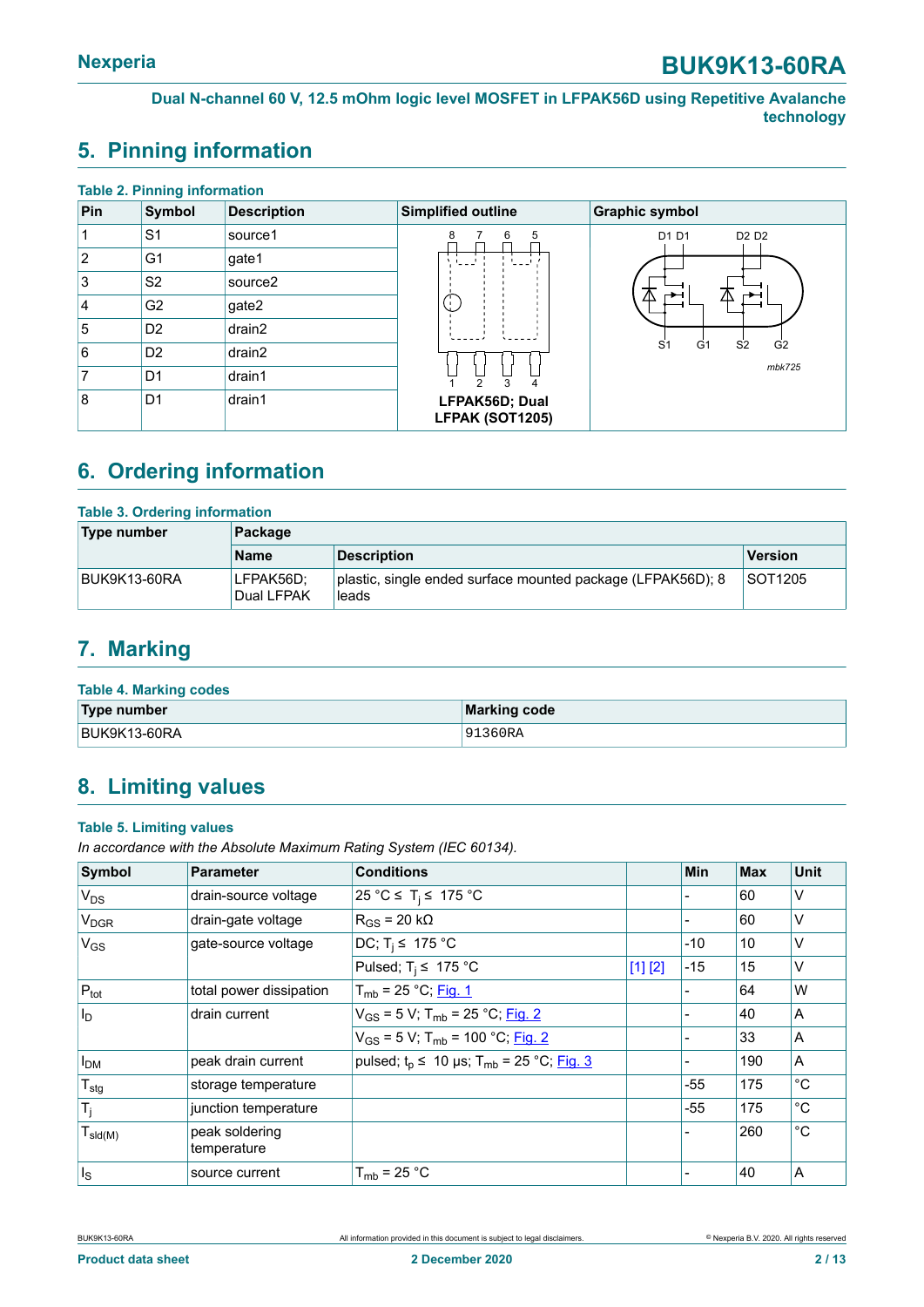# 5. Pinning information

**Table 2. Pinning information**

| Pin | Symbol | Description | Simplified outline | Graphic symbol |
|---|---|---|---|---|
| 1 | S1 | source1 | LFPAK56D; Dual LFPAK (SOT1205) | mbk725 |
| 2 | G1 | gate1 | | |
| 3 | S2 | source2 | | |
| 4 | G2 | gate2 | | |
| 5 | D2 | drain2 | | |
| 6 | D2 | drain2 | | |
| 7 | D1 | drain1 | | |
| 8 | D1 | drain1 | | |

# 6. Ordering information

**Table 3. Ordering information**

| Type number | Package | | |
|---|---|---|---|
| | Name | Description | Version |
| BUK9K13-60RA | LFPAK56D; Dual LFPAK | plastic, single ended surface mounted package (LFPAK56D); 8 leads | SOT1205 |

# 7. Marking

**Table 4. Marking codes**

| Type number | Marking code |
|---|---|
| BUK9K13-60RA | 91360RA |

# 8. Limiting values

**Table 5. Limiting values**

*In accordance with the Absolute Maximum Rating System (IEC 60134).*

| Symbol | Parameter | Conditions | | Min | Max | Unit |
|---|---|---|---|---|---|---|
| $V_{DS}$ | drain-source voltage | 25 °C ≤ $T_j$ ≤ 175 °C | | - | 60 | V |
| $V_{DGR}$ | drain-gate voltage | $R_{GS}$ = 20 kΩ | | - | 60 | V |
| $V_{GS}$ | gate-source voltage | DC; $T_j$ ≤ 175 °C | | -10 | 10 | V |
| | | Pulsed; $T_j$ ≤ 175 °C | [1] [2] | -15 | 15 | V |
| $P_{tot}$ | total power dissipation | $T_{mb}$ = 25 °C; Fig. 1 | | - | 64 | W |
| $I_D$ | drain current | $V_{GS}$ = 5 V; $T_{mb}$ = 25 °C; Fig. 2 | | - | 40 | A |
| | | $V_{GS}$ = 5 V; $T_{mb}$ = 100 °C; Fig. 2 | | - | 33 | A |
| $I_{DM}$ | peak drain current | pulsed; $t_p$ ≤ 10 µs; $T_{mb}$ = 25 °C; Fig. 3 | | - | 190 | A |
| $T_{stg}$ | storage temperature | | | -55 | 175 | °C |
| $T_j$ | junction temperature | | | -55 | 175 | °C |
| $T_{sld(M)}$ | peak soldering temperature | | | - | 260 | °C |
| $I_S$ | source current | $T_{mb}$ = 25 °C | | - | 40 | A |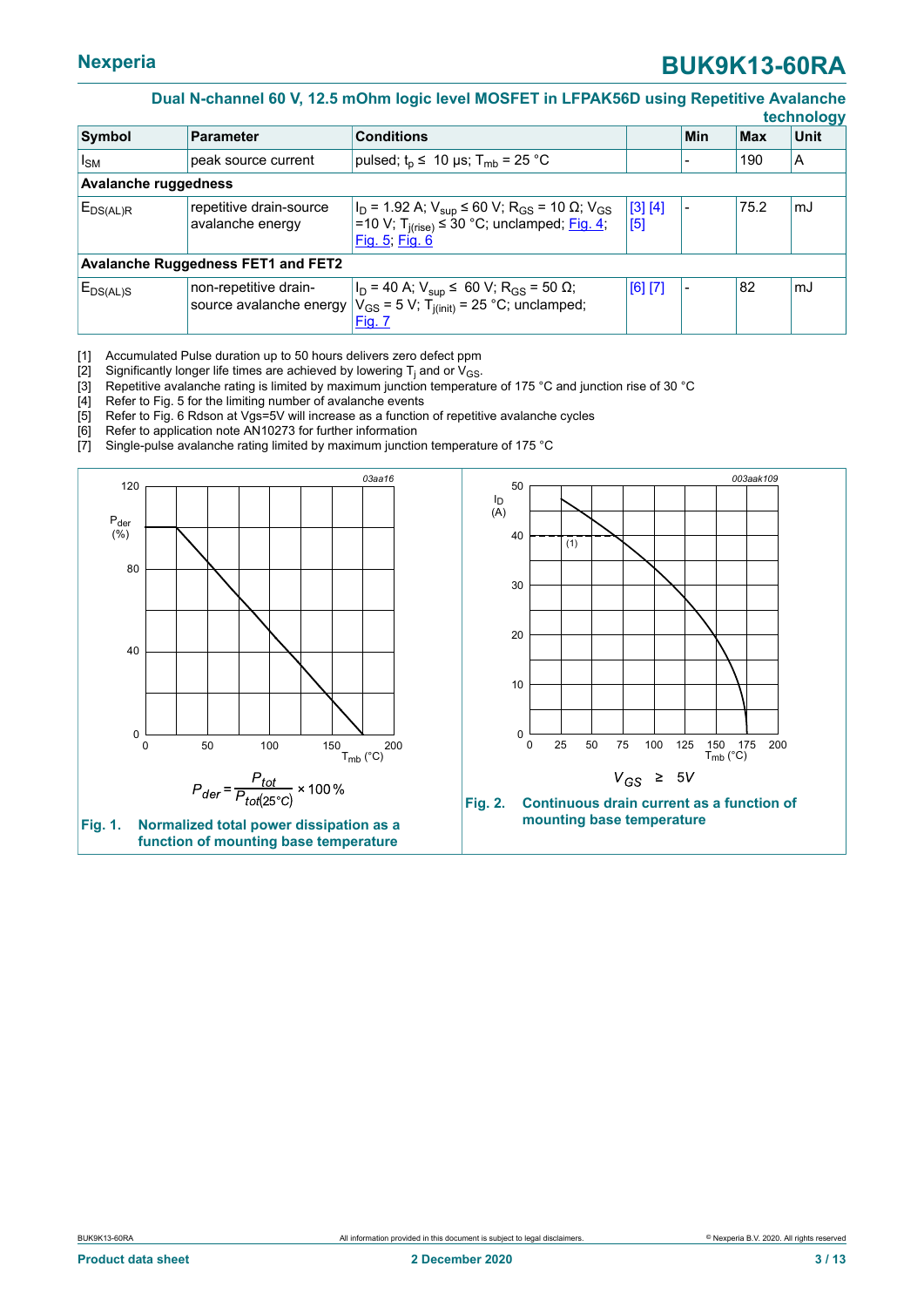| Symbol | Parameter | Conditions | | Min | Max | Unit |
|---|---|---|---|---|---|---|
| $I_{SM}$ | peak source current | pulsed; $t_p \leq$ 10 µs; $T_{mb}$ = 25 °C | | - | 190 | A |
| **Avalanche ruggedness** | | | | | | |
| $E_{DS(AL)R}$ | repetitive drain-source avalanche energy | $I_D$ = 1.92 A; $V_{sup} \leq$ 60 V; $R_{GS}$ = 10 Ω; $V_{GS}$ =10 V; $T_{j(rise)} \leq$ 30 °C; unclamped; Fig. 4; Fig. 5; Fig. 6 | [3] [4] [5] | - | 75.2 | mJ |
| **Avalanche Ruggedness FET1 and FET2** | | | | | | |
| $E_{DS(AL)S}$ | non-repetitive drain-source avalanche energy | $I_D$ = 40 A; $V_{sup} \leq$ 60 V; $R_{GS}$ = 50 Ω; $V_{GS}$ = 5 V; $T_{j(init)}$ = 25 °C; unclamped; Fig. 7 | [6] [7] | - | 82 | mJ |

[1] Accumulated Pulse duration up to 50 hours delivers zero defect ppm

[2] Significantly longer life times are achieved by lowering $T_j$ and or $V_{GS}$.

[3] Repetitive avalanche rating is limited by maximum junction temperature of 175 °C and junction rise of 30 °C

[4] Refer to Fig. 5 for the limiting number of avalanche events

[5] Refer to Fig. 6 Rdson at Vgs=5V will increase as a function of repetitive avalanche cycles

[6] Refer to application note AN10273 for further information

[7] Single-pulse avalanche rating limited by maximum junction temperature of 175 °C

$$P_{der} = \frac{P_{tot}}{P_{tot(25°C)}} \times 100\,\%$$

**Fig. 1. Normalized total power dissipation as a function of mounting base temperature**

$V_{GS} \geq 5V$

**Fig. 2. Continuous drain current as a function of mounting base temperature**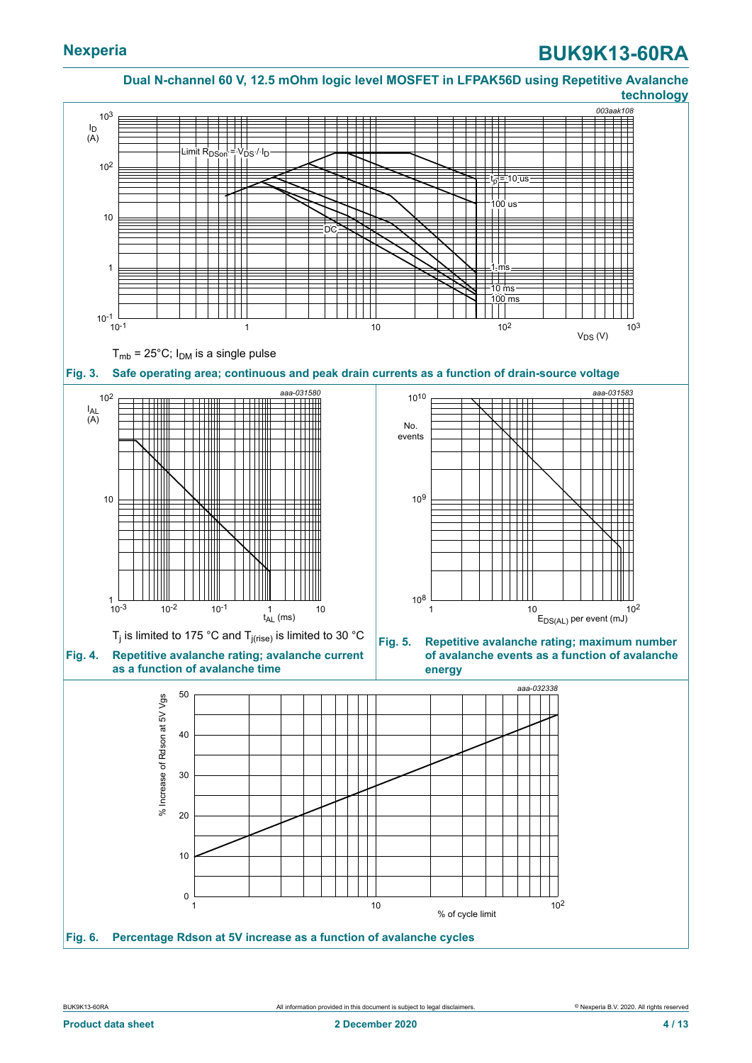$T_{mb}$ = 25°C; $I_{DM}$ is a single pulse

**Fig. 3. Safe operating area; continuous and peak drain currents as a function of drain-source voltage**

$T_j$ is limited to 175 °C and $T_{j(rise)}$ is limited to 30 °C

**Fig. 4. Repetitive avalanche rating; avalanche current as a function of avalanche time**

**Fig. 5. Repetitive avalanche rating; maximum number of avalanche events as a function of avalanche energy**

**Fig. 6. Percentage Rdson at 5V increase as a function of avalanche cycles**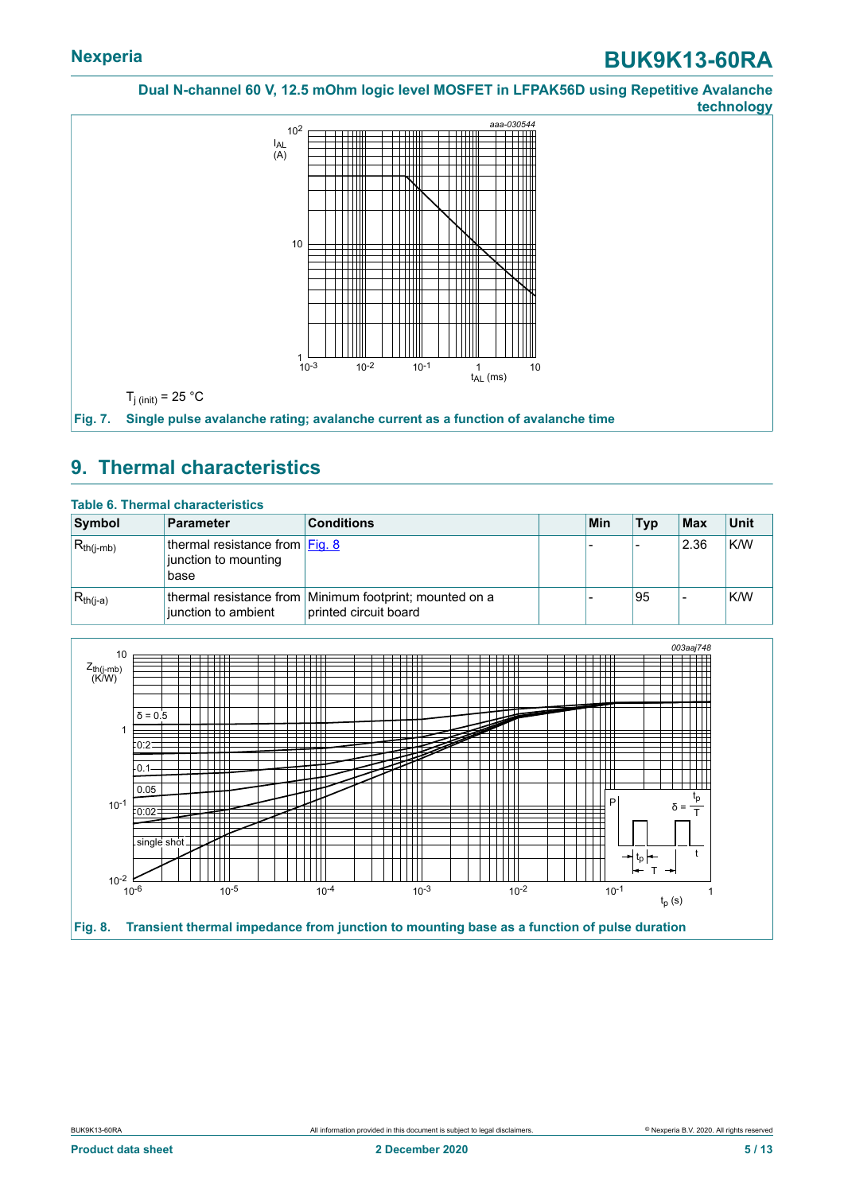$T_{j\,(init)}$ = 25 °C

**Fig. 7. Single pulse avalanche rating; avalanche current as a function of avalanche time**

## 9. Thermal characteristics

**Table 6. Thermal characteristics**

| Symbol | Parameter | Conditions | | Min | Typ | Max | Unit |
|---|---|---|---|---|---|---|---|
| $R_{th(j-mb)}$ | thermal resistance from junction to mounting base | Fig. 8 | | - | - | 2.36 | K/W |
| $R_{th(j-a)}$ | thermal resistance from junction to ambient | Minimum footprint; mounted on a printed circuit board | | - | 95 | - | K/W |

**Fig. 8. Transient thermal impedance from junction to mounting base as a function of pulse duration**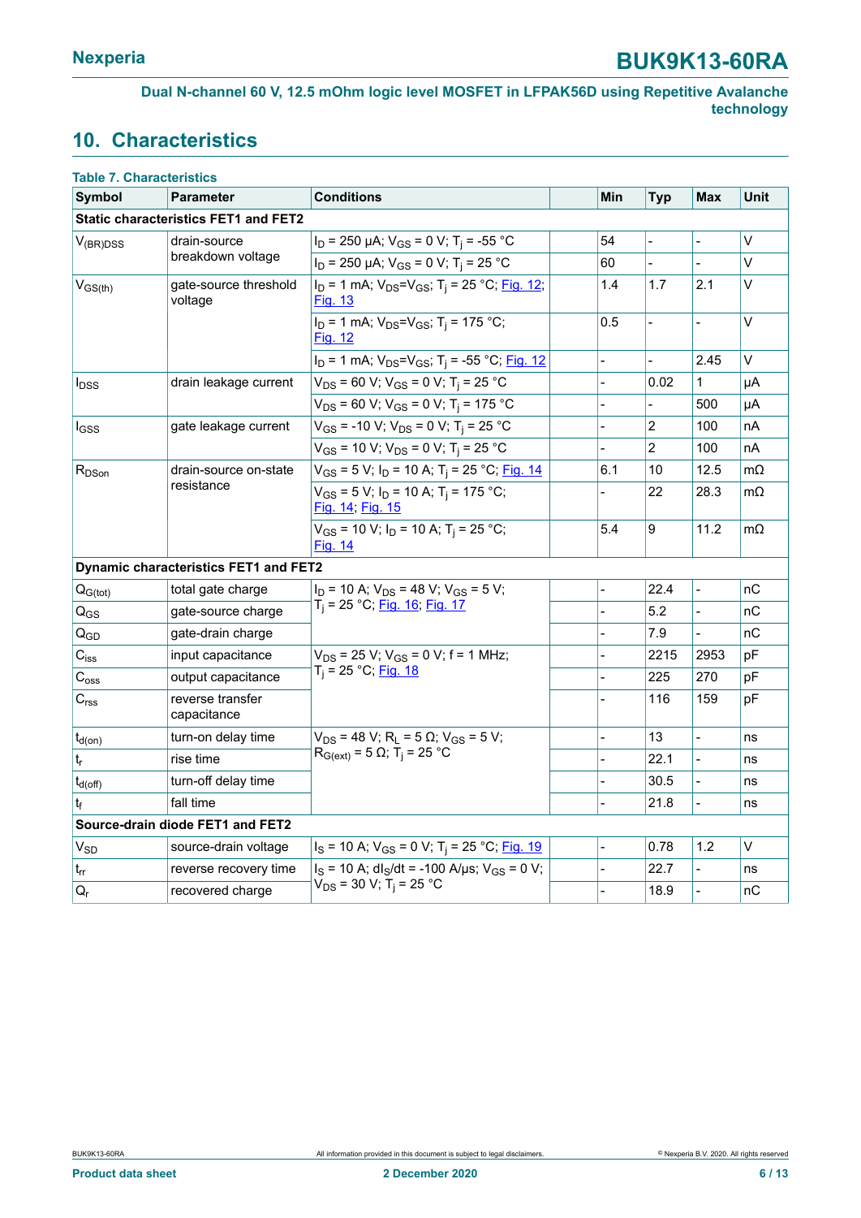## 10. Characteristics

**Table 7. Characteristics**

| Symbol | Parameter | Conditions | | Min | Typ | Max | Unit |
|---|---|---|---|---|---|---|---|
| **Static characteristics FET1 and FET2** | | | | | | | |
| $V_{(BR)DSS}$ | drain-source breakdown voltage | $I_D$ = 250 µA; $V_{GS}$ = 0 V; $T_j$ = -55 °C | | 54 | - | - | V |
| | | $I_D$ = 250 µA; $V_{GS}$ = 0 V; $T_j$ = 25 °C | | 60 | - | - | V |
| $V_{GS(th)}$ | gate-source threshold voltage | $I_D$ = 1 mA; $V_{DS}$=$V_{GS}$; $T_j$ = 25 °C; Fig. 12; Fig. 13 | | 1.4 | 1.7 | 2.1 | V |
| | | $I_D$ = 1 mA; $V_{DS}$=$V_{GS}$; $T_j$ = 175 °C; Fig. 12 | | 0.5 | - | - | V |
| | | $I_D$ = 1 mA; $V_{DS}$=$V_{GS}$; $T_j$ = -55 °C; Fig. 12 | | - | - | 2.45 | V |
| $I_{DSS}$ | drain leakage current | $V_{DS}$ = 60 V; $V_{GS}$ = 0 V; $T_j$ = 25 °C | | - | 0.02 | 1 | µA |
| | | $V_{DS}$ = 60 V; $V_{GS}$ = 0 V; $T_j$ = 175 °C | | - | - | 500 | µA |
| $I_{GSS}$ | gate leakage current | $V_{GS}$ = -10 V; $V_{DS}$ = 0 V; $T_j$ = 25 °C | | - | 2 | 100 | nA |
| | | $V_{GS}$ = 10 V; $V_{DS}$ = 0 V; $T_j$ = 25 °C | | - | 2 | 100 | nA |
| $R_{DSon}$ | drain-source on-state resistance | $V_{GS}$ = 5 V; $I_D$ = 10 A; $T_j$ = 25 °C; Fig. 14 | | 6.1 | 10 | 12.5 | mΩ |
| | | $V_{GS}$ = 5 V; $I_D$ = 10 A; $T_j$ = 175 °C; Fig. 14; Fig. 15 | | - | 22 | 28.3 | mΩ |
| | | $V_{GS}$ = 10 V; $I_D$ = 10 A; $T_j$ = 25 °C; Fig. 14 | | 5.4 | 9 | 11.2 | mΩ |
| **Dynamic characteristics FET1 and FET2** | | | | | | | |
| $Q_{G(tot)}$ | total gate charge | $I_D$ = 10 A; $V_{DS}$ = 48 V; $V_{GS}$ = 5 V; $T_j$ = 25 °C; Fig. 16; Fig. 17 | | - | 22.4 | - | nC |
| $Q_{GS}$ | gate-source charge | | | - | 5.2 | - | nC |
| $Q_{GD}$ | gate-drain charge | | | - | 7.9 | - | nC |
| $C_{iss}$ | input capacitance | $V_{DS}$ = 25 V; $V_{GS}$ = 0 V; f = 1 MHz; $T_j$ = 25 °C; Fig. 18 | | - | 2215 | 2953 | pF |
| $C_{oss}$ | output capacitance | | | - | 225 | 270 | pF |
| $C_{rss}$ | reverse transfer capacitance | | | - | 116 | 159 | pF |
| $t_{d(on)}$ | turn-on delay time | $V_{DS}$ = 48 V; $R_L$ = 5 Ω; $V_{GS}$ = 5 V; $R_{G(ext)}$ = 5 Ω; $T_j$ = 25 °C | | - | 13 | - | ns |
| $t_r$ | rise time | | | - | 22.1 | - | ns |
| $t_{d(off)}$ | turn-off delay time | | | - | 30.5 | - | ns |
| $t_f$ | fall time | | | - | 21.8 | - | ns |
| **Source-drain diode FET1 and FET2** | | | | | | | |
| $V_{SD}$ | source-drain voltage | $I_S$ = 10 A; $V_{GS}$ = 0 V; $T_j$ = 25 °C; Fig. 19 | | - | 0.78 | 1.2 | V |
| $t_{rr}$ | reverse recovery time | $I_S$ = 10 A; $dI_S/dt$ = -100 A/µs; $V_{GS}$ = 0 V; $V_{DS}$ = 30 V; $T_j$ = 25 °C | | - | 22.7 | - | ns |
| $Q_r$ | recovered charge | | | - | 18.9 | - | nC |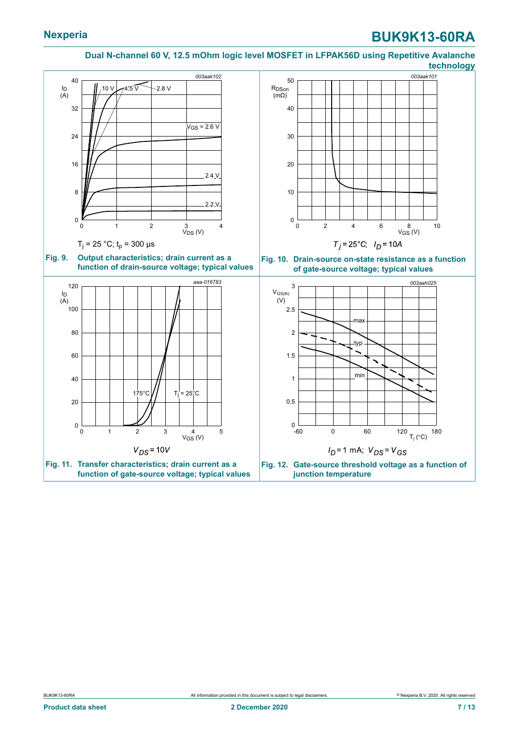Dual N-channel 60 V, 12.5 mOhm logic level MOSFET in LFPAK56D using Repetitive Avalanche technology

$T_j$ = 25 °C; $t_p$ = 300 µs

**Fig. 9.** Output characteristics; drain current as a function of drain-source voltage; typical values

$T_j = 25 °C$; $I_D = 10 A$

**Fig. 10.** Drain-source on-state resistance as a function of gate-source voltage; typical values

$V_{DS} = 10 V$

**Fig. 11.** Transfer characteristics; drain current as a function of gate-source voltage; typical values

$I_D$ = 1 mA; $V_{DS} = V_{GS}$

**Fig. 12.** Gate-source threshold voltage as a function of junction temperature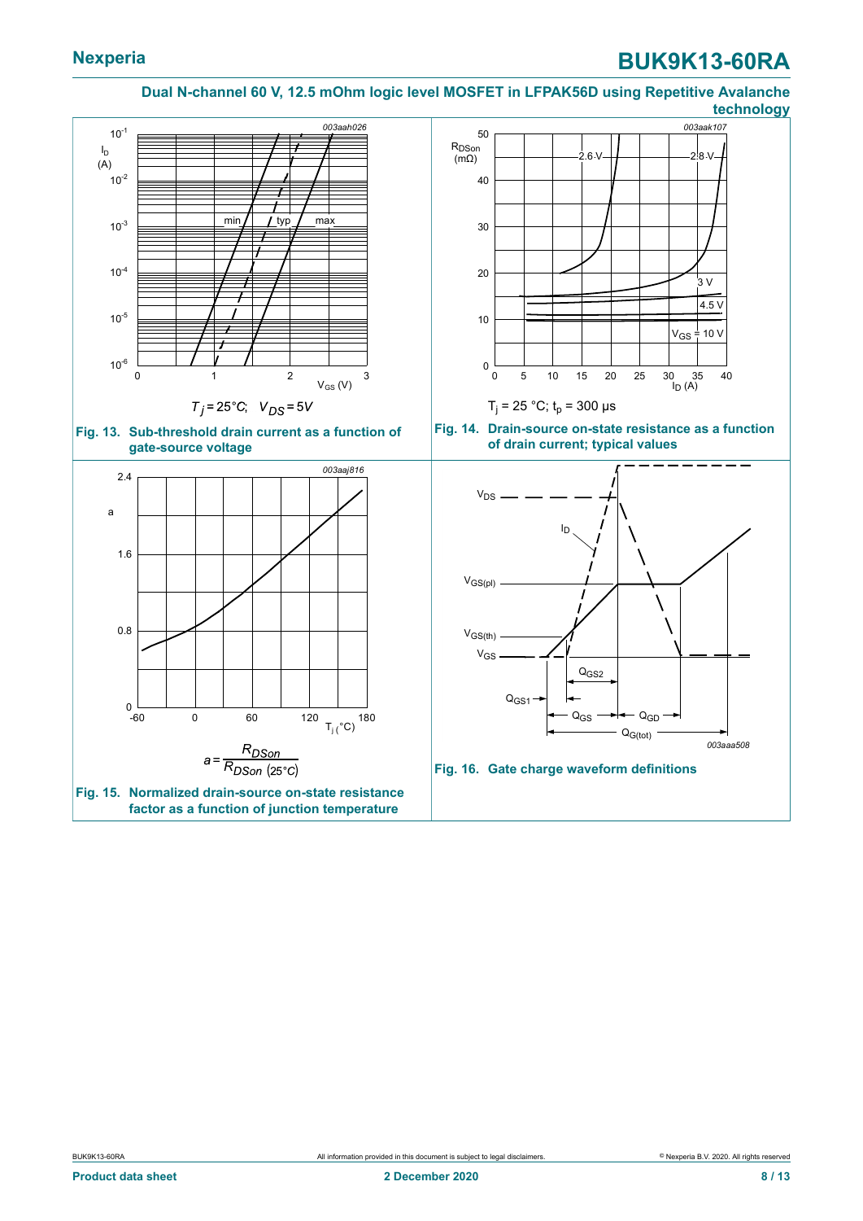Dual N-channel 60 V, 12.5 mOhm logic level MOSFET in LFPAK56D using Repetitive Avalanche technology

$T_j = 25°C$; $V_{DS} = 5 V$

**Fig. 13. Sub-threshold drain current as a function of gate-source voltage**

$T_j = 25 °C$; $t_p = 300 μs$

**Fig. 14. Drain-source on-state resistance as a function of drain current; typical values**

$$a = \frac{R_{DSon}}{R_{DSon\,(25°C)}}$$

**Fig. 15. Normalized drain-source on-state resistance factor as a function of junction temperature**

**Fig. 16. Gate charge waveform definitions**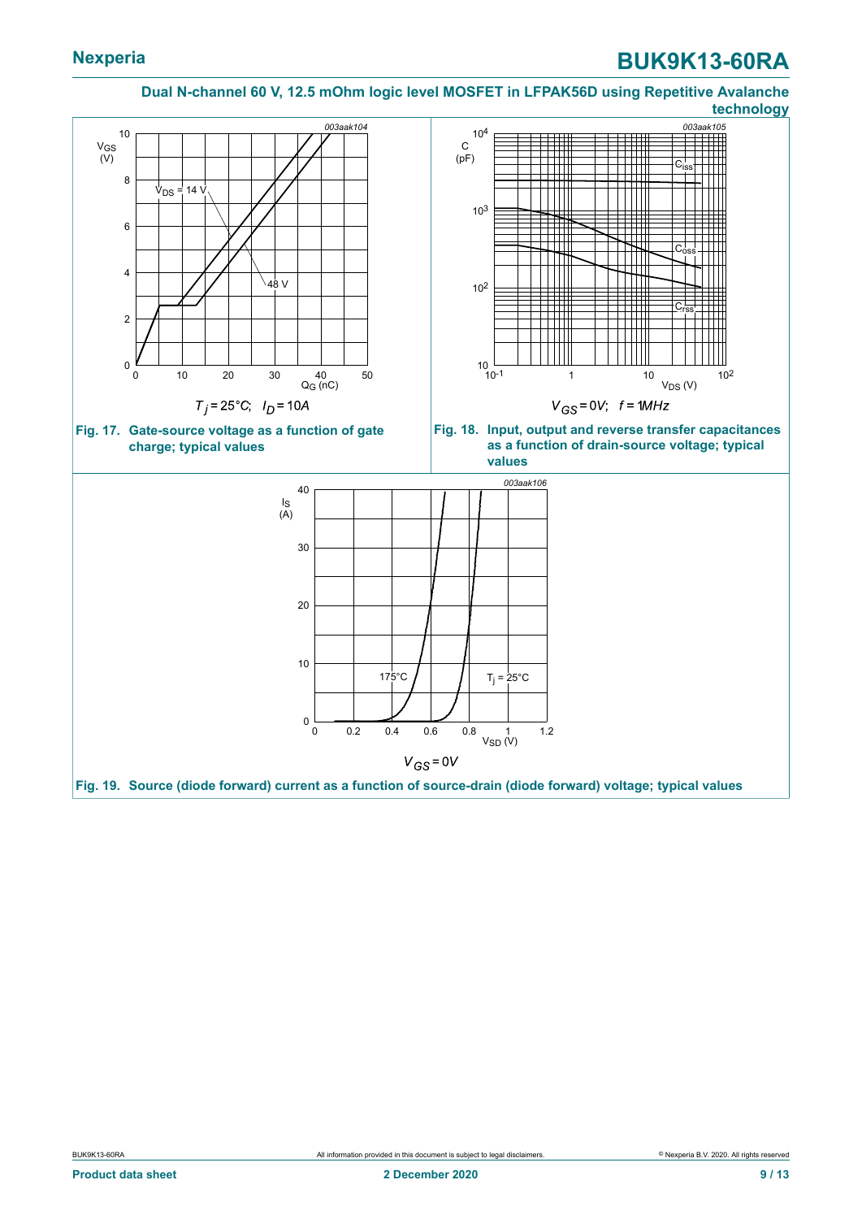Dual N-channel 60 V, 12.5 mOhm logic level MOSFET in LFPAK56D using Repetitive Avalanche technology

$T_j = 25°C$; $I_D = 10A$

**Fig. 17. Gate-source voltage as a function of gate charge; typical values**

$V_{GS} = 0V$; $f = 1MHz$

**Fig. 18. Input, output and reverse transfer capacitances as a function of drain-source voltage; typical values**

$V_{GS} = 0V$

**Fig. 19. Source (diode forward) current as a function of source-drain (diode forward) voltage; typical values**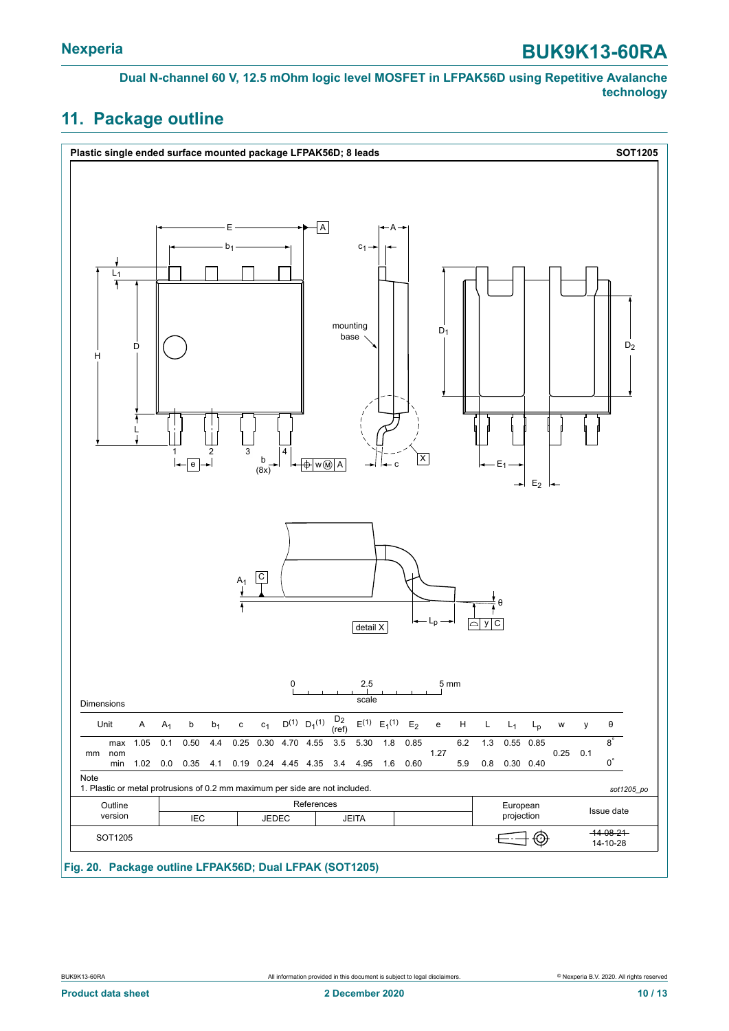## 11. Package outline

**Plastic single ended surface mounted package LFPAK56D; 8 leads** **SOT1205**

Dimensions

| Unit | | A | $A_1$ | b | $b_1$ | c | $c_1$ | $D^{(1)}$ | $D_1^{(1)}$ | $D_2$ (ref) | $E^{(1)}$ | $E_1^{(1)}$ | $E_2$ | e | H | L | $L_1$ | $L_p$ | w | y | θ |
|---|---|---|---|---|---|---|---|---|---|---|---|---|---|---|---|---|---|---|---|---|---|
| mm | max | 1.05 | 0.1 | 0.50 | 4.4 | 0.25 | 0.30 | 4.70 | 4.55 | 3.5 | 5.30 | 1.8 | 0.85 | | 6.2 | 1.3 | 0.55 | 0.85 | | | 8° |
| | nom | | | | | | | | | | | | | 1.27 | | | | | 0.25 | 0.1 | |
| | min | 1.02 | 0.0 | 0.35 | 4.1 | 0.19 | 0.24 | 4.45 | 4.35 | 3.4 | 4.95 | 1.6 | 0.60 | | 5.9 | 0.8 | 0.30 | 0.40 | | | 0° |

Note
1. Plastic or metal protrusions of 0.2 mm maximum per side are not included.

*sot1205_po*

| Outline version | References | | | | European projection | Issue date |
|---|---|---|---|---|---|---|
| | IEC | JEDEC | JEITA | | | |
| SOT1205 | | | | | | ~~14-08-21~~ 14-10-28 |

**Fig. 20. Package outline LFPAK56D; Dual LFPAK (SOT1205)**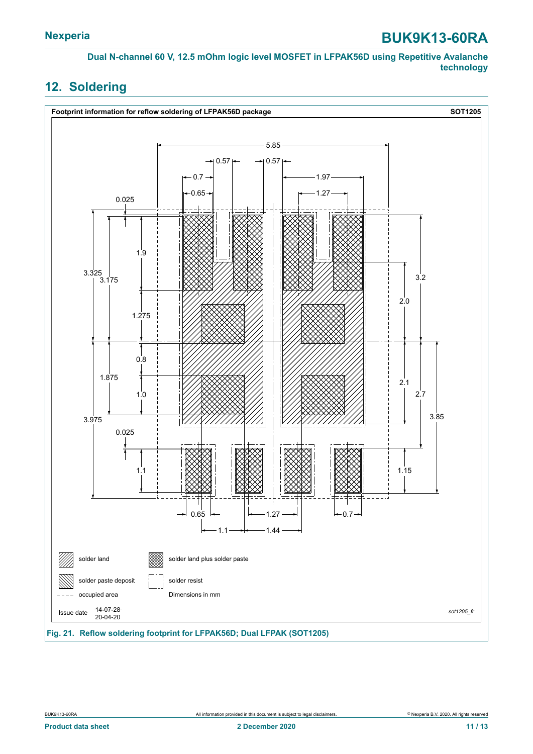## 12. Soldering

**Footprint information for reflow soldering of LFPAK56D package** **SOT1205**

solder land

solder land plus solder paste

solder paste deposit

solder resist

occupied area

Dimensions in mm

Issue date ~~14-07-28~~ 20-04-20

*sot1205_fr*

**Fig. 21. Reflow soldering footprint for LFPAK56D; Dual LFPAK (SOT1205)**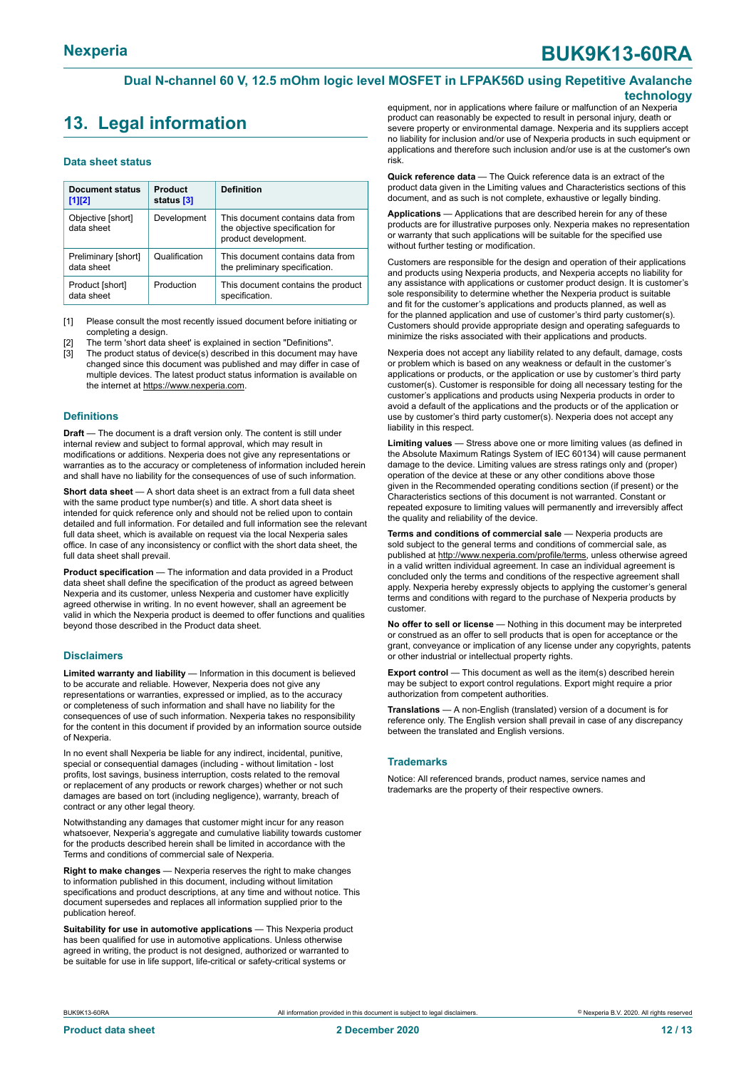## 13. Legal information

### Data sheet status

| Document status [1][2] | Product status [3] | Definition |
|---|---|---|
| Objective [short] data sheet | Development | This document contains data from the objective specification for product development. |
| Preliminary [short] data sheet | Qualification | This document contains data from the preliminary specification. |
| Product [short] data sheet | Production | This document contains the product specification. |

[1] Please consult the most recently issued document before initiating or completing a design.
[2] The term 'short data sheet' is explained in section "Definitions".
[3] The product status of device(s) described in this document may have changed since this document was published and may differ in case of multiple devices. The latest product status information is available on the internet at https://www.nexperia.com.

### Definitions

**Draft** — The document is a draft version only. The content is still under internal review and subject to formal approval, which may result in modifications or additions. Nexperia does not give any representations or warranties as to the accuracy or completeness of information included herein and shall have no liability for the consequences of use of such information.

**Short data sheet** — A short data sheet is an extract from a full data sheet with the same product type number(s) and title. A short data sheet is intended for quick reference only and should not be relied upon to contain detailed and full information. For detailed and full information see the relevant full data sheet, which is available on request via the local Nexperia sales office. In case of any inconsistency or conflict with the short data sheet, the full data sheet shall prevail.

**Product specification** — The information and data provided in a Product data sheet shall define the specification of the product as agreed between Nexperia and its customer, unless Nexperia and customer have explicitly agreed otherwise in writing. In no event however, shall an agreement be valid in which the Nexperia product is deemed to offer functions and qualities beyond those described in the Product data sheet.

### Disclaimers

**Limited warranty and liability** — Information in this document is believed to be accurate and reliable. However, Nexperia does not give any representations or warranties, expressed or implied, as to the accuracy or completeness of such information and shall have no liability for the consequences of use of such information. Nexperia takes no responsibility for the content in this document if provided by an information source outside of Nexperia.

In no event shall Nexperia be liable for any indirect, incidental, punitive, special or consequential damages (including - without limitation - lost profits, lost savings, business interruption, costs related to the removal or replacement of any products or rework charges) whether or not such damages are based on tort (including negligence), warranty, breach of contract or any other legal theory.

Notwithstanding any damages that customer might incur for any reason whatsoever, Nexperia's aggregate and cumulative liability towards customer for the products described herein shall be limited in accordance with the Terms and conditions of commercial sale of Nexperia.

**Right to make changes** — Nexperia reserves the right to make changes to information published in this document, including without limitation specifications and product descriptions, at any time and without notice. This document supersedes and replaces all information supplied prior to the publication hereof.

**Suitability for use in automotive applications** — This Nexperia product has been qualified for use in automotive applications. Unless otherwise agreed in writing, the product is not designed, authorized or warranted to be suitable for use in life support, life-critical or safety-critical systems or equipment, nor in applications where failure or malfunction of an Nexperia product can reasonably be expected to result in personal injury, death or severe property or environmental damage. Nexperia and its suppliers accept no liability for inclusion and/or use of Nexperia products in such equipment or applications and therefore such inclusion and/or use is at the customer's own risk.

**Quick reference data** — The Quick reference data is an extract of the product data given in the Limiting values and Characteristics sections of this document, and as such is not complete, exhaustive or legally binding.

**Applications** — Applications that are described herein for any of these products are for illustrative purposes only. Nexperia makes no representation or warranty that such applications will be suitable for the specified use without further testing or modification.

Customers are responsible for the design and operation of their applications and products using Nexperia products, and Nexperia accepts no liability for any assistance with applications or customer product design. It is customer's sole responsibility to determine whether the Nexperia product is suitable and fit for the customer's applications and products planned, as well as for the planned application and use of customer's third party customer(s). Customers should provide appropriate design and operating safeguards to minimize the risks associated with their applications and products.

Nexperia does not accept any liability related to any default, damage, costs or problem which is based on any weakness or default in the customer's applications or products, or the application or use by customer's third party customer(s). Customer is responsible for doing all necessary testing for the customer's applications and products using Nexperia products in order to avoid a default of the applications and the products or of the application or use by customer's third party customer(s). Nexperia does not accept any liability in this respect.

**Limiting values** — Stress above one or more limiting values (as defined in the Absolute Maximum Ratings System of IEC 60134) will cause permanent damage to the device. Limiting values are stress ratings only and (proper) operation of the device at these or any other conditions above those given in the Recommended operating conditions section (if present) or the Characteristics sections of this document is not warranted. Constant or repeated exposure to limiting values will permanently and irreversibly affect the quality and reliability of the device.

**Terms and conditions of commercial sale** — Nexperia products are sold subject to the general terms and conditions of commercial sale, as published at http://www.nexperia.com/profile/terms, unless otherwise agreed in a valid written individual agreement. In case an individual agreement is concluded only the terms and conditions of the respective agreement shall apply. Nexperia hereby expressly objects to applying the customer's general terms and conditions with regard to the purchase of Nexperia products by customer.

**No offer to sell or license** — Nothing in this document may be interpreted or construed as an offer to sell products that is open for acceptance or the grant, conveyance or implication of any license under any copyrights, patents or other industrial or intellectual property rights.

**Export control** — This document as well as the item(s) described herein may be subject to export control regulations. Export might require a prior authorization from competent authorities.

**Translations** — A non-English (translated) version of a document is for reference only. The English version shall prevail in case of any discrepancy between the translated and English versions.

### Trademarks

Notice: All referenced brands, product names, service names and trademarks are the property of their respective owners.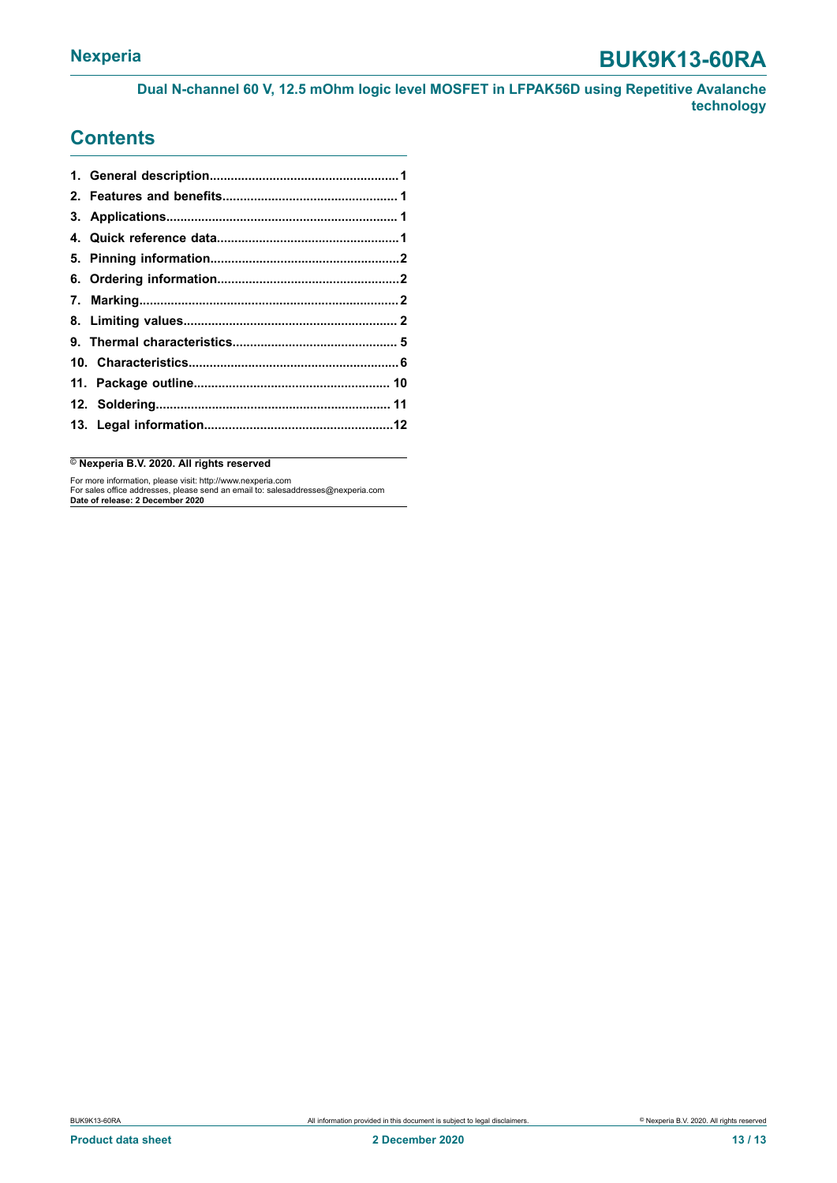## Contents

1. General description.....................................................1
2. Features and benefits.................................................1
3. Applications.................................................................1
4. Quick reference data...................................................1
5. Pinning information.....................................................2
6. Ordering information...................................................2
7. Marking.........................................................................2
8. Limiting values............................................................2
9. Thermal characteristics..............................................5
10. Characteristics...........................................................6
11. Package outline.......................................................10
12. Soldering..................................................................11
13. Legal information.....................................................12

**© Nexperia B.V. 2020. All rights reserved**

For more information, please visit: http://www.nexperia.com
For sales office addresses, please send an email to: salesaddresses@nexperia.com
**Date of release: 2 December 2020**